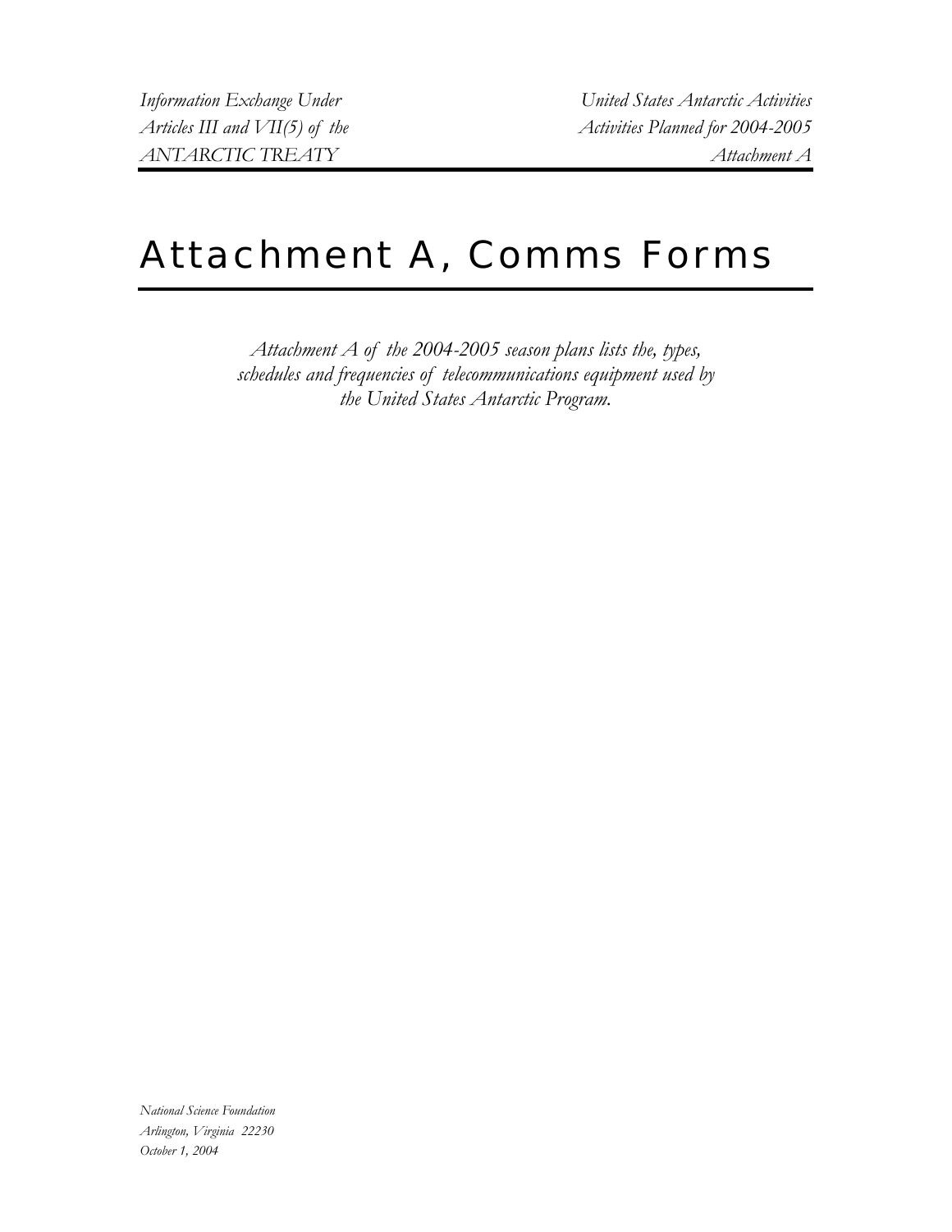Information Exchange Under
Articles III and VII(5) of the
ANTARCTIC TREATY

United States Antarctic Activities
Activities Planned for 2004-2005
Attachment A

# Attachment A, Comms Forms

*Attachment A of the 2004-2005 season plans lists the, types, schedules and frequencies of telecommunications equipment used by the United States Antarctic Program.*

*National Science Foundation*
*Arlington, Virginia 22230*
*October 1, 2004*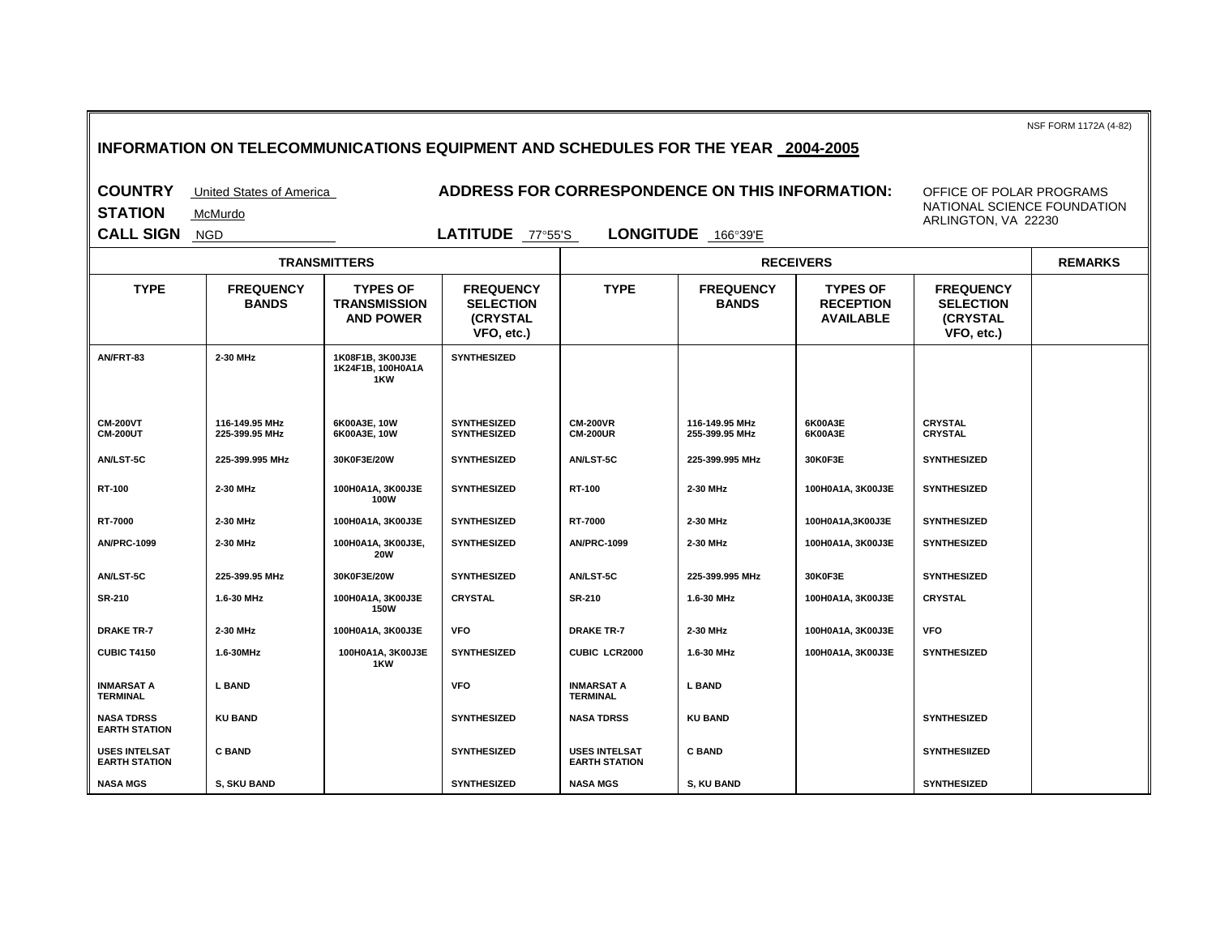NSF FORM 1172A (4-82)

# INFORMATION ON TELECOMMUNICATIONS EQUIPMENT AND SCHEDULES FOR THE YEAR 2004-2005

**COUNTRY** United States of America

**STATION** McMurdo

**CALL SIGN** NGD

**ADDRESS FOR CORRESPONDENCE ON THIS INFORMATION:** OFFICE OF POLAR PROGRAMS, NATIONAL SCIENCE FOUNDATION, ARLINGTON, VA 22230

**LATITUDE** 77°55'S **LONGITUDE** 166°39'E

| TRANSMITTERS | | | | RECEIVERS | | | | REMARKS |
|---|---|---|---|---|---|---|---|---|
| TYPE | FREQUENCY BANDS | TYPES OF TRANSMISSION AND POWER | FREQUENCY SELECTION (CRYSTAL VFO, etc.) | TYPE | FREQUENCY BANDS | TYPES OF RECEPTION AVAILABLE | FREQUENCY SELECTION (CRYSTAL VFO, etc.) | |
| AN/FRT-83 | 2-30 MHz | 1K08F1B, 3K00J3E 1K24F1B, 100H0A1A 1KW | SYNTHESIZED | | | | | |
| CM-200VT CM-200UT | 116-149.95 MHz 225-399.95 MHz | 6K00A3E, 10W 6K00A3E, 10W | SYNTHESIZED SYNTHESIZED | CM-200VR CM-200UR | 116-149.95 MHz 255-399.95 MHz | 6K00A3E 6K00A3E | CRYSTAL CRYSTAL | |
| AN/LST-5C | 225-399.995 MHz | 30K0F3E/20W | SYNTHESIZED | AN/LST-5C | 225-399.995 MHz | 30K0F3E | SYNTHESIZED | |
| RT-100 | 2-30 MHz | 100H0A1A, 3K00J3E 100W | SYNTHESIZED | RT-100 | 2-30 MHz | 100H0A1A, 3K00J3E | SYNTHESIZED | |
| RT-7000 | 2-30 MHz | 100H0A1A, 3K00J3E | SYNTHESIZED | RT-7000 | 2-30 MHz | 100H0A1A,3K00J3E | SYNTHESIZED | |
| AN/PRC-1099 | 2-30 MHz | 100H0A1A, 3K00J3E, 20W | SYNTHESIZED | AN/PRC-1099 | 2-30 MHz | 100H0A1A, 3K00J3E | SYNTHESIZED | |
| AN/LST-5C | 225-399.95 MHz | 30K0F3E/20W | SYNTHESIZED | AN/LST-5C | 225-399.995 MHz | 30K0F3E | SYNTHESIZED | |
| SR-210 | 1.6-30 MHz | 100H0A1A, 3K00J3E 150W | CRYSTAL | SR-210 | 1.6-30 MHz | 100H0A1A, 3K00J3E | CRYSTAL | |
| DRAKE TR-7 | 2-30 MHz | 100H0A1A, 3K00J3E | VFO | DRAKE TR-7 | 2-30 MHz | 100H0A1A, 3K00J3E | VFO | |
| CUBIC T4150 | 1.6-30MHz | 100H0A1A, 3K00J3E 1KW | SYNTHESIZED | CUBIC LCR2000 | 1.6-30 MHz | 100H0A1A, 3K00J3E | SYNTHESIZED | |
| INMARSAT A TERMINAL | L BAND | | VFO | INMARSAT A TERMINAL | L BAND | | | |
| NASA TDRSS EARTH STATION | KU BAND | | SYNTHESIZED | NASA TDRSS | KU BAND | | SYNTHESIZED | |
| USES INTELSAT EARTH STATION | C BAND | | SYNTHESIZED | USES INTELSAT EARTH STATION | C BAND | | SYNTHESIIZED | |
| NASA MGS | S, SKU BAND | | SYNTHESIZED | NASA MGS | S, KU BAND | | SYNTHESIZED | |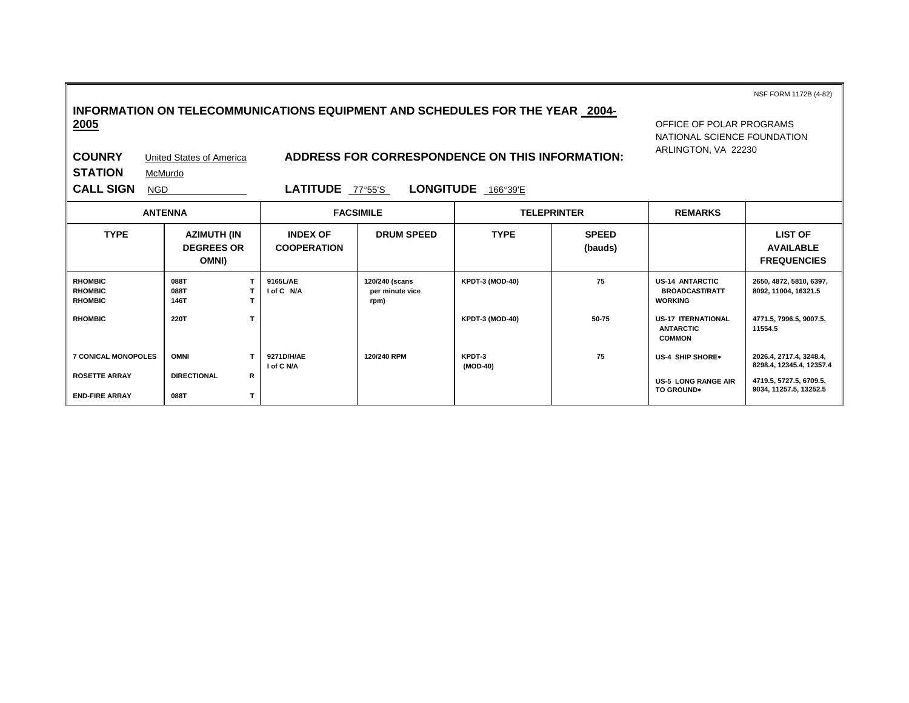NSF FORM 1172B (4-82)

## INFORMATION ON TELECOMMUNICATIONS EQUIPMENT AND SCHEDULES FOR THE YEAR 2004-2005

OFFICE OF POLAR PROGRAMS
NATIONAL SCIENCE FOUNDATION
ARLINGTON, VA 22230

**COUNRY** United States of America **ADDRESS FOR CORRESPONDENCE ON THIS INFORMATION:**

**STATION** McMurdo

**CALL SIGN** NGD **LATITUDE** 77°55'S **LONGITUDE** 166°39'E

| ANTENNA | | FACSIMILE | | TELEPRINTER | | REMARKS | |
|---|---|---|---|---|---|---|---|
| **TYPE** | **AZIMUTH (IN DEGREES OR OMNI)** | **INDEX OF COOPERATION** | **DRUM SPEED** | **TYPE** | **SPEED (bauds)** | | **LIST OF AVAILABLE FREQUENCIES** |
| RHOMBIC<br>RHOMBIC<br>RHOMBIC | 088T T<br>088T T<br>146T T | 9165L/AE<br>I of C N/A | 120/240 (scans per minute vice rpm) | KPDT-3 (MOD-40) | 75 | US-14 ANTARCTIC BROADCAST/RATT WORKING | 2650, 4872, 5810, 6397, 8092, 11004, 16321.5 |
| RHOMBIC | 220T T | | | KPDT-3 (MOD-40) | 50-75 | US-17 ITERNATIONAL ANTARCTIC COMMON | 4771.5, 7996.5, 9007.5, 11554.5 |
| 7 CONICAL MONOPOLES | OMNI T | 9271D/H/AE<br>I of C N/A | 120/240 RPM | KPDT-3 (MOD-40) | 75 | US-4 SHIP SHORE∗ | 2026.4, 2717.4, 3248.4, 8298.4, 12345.4, 12357.4 |
| ROSETTE ARRAY | DIRECTIONAL R | | | | | US-5 LONG RANGE AIR TO GROUND∗ | 4719.5, 5727.5, 6709.5, 9034, 11257.5, 13252.5 |
| END-FIRE ARRAY | 088T T | | | | | | |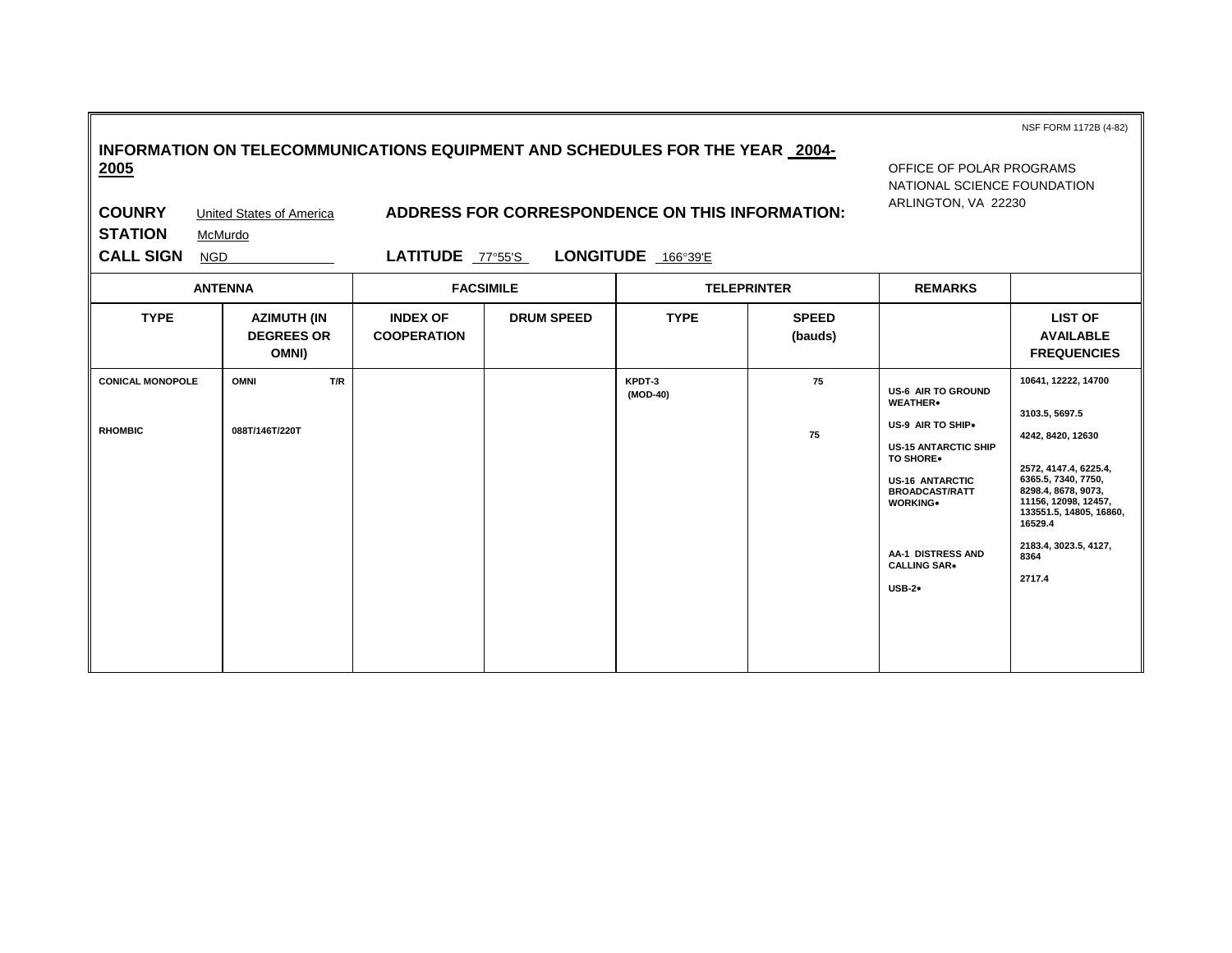NSF FORM 1172B (4-82)

**INFORMATION ON TELECOMMUNICATIONS EQUIPMENT AND SCHEDULES FOR THE YEAR 2004-2005**

OFFICE OF POLAR PROGRAMS
NATIONAL SCIENCE FOUNDATION
ARLINGTON, VA 22230

**COUNRY** United States of America **ADDRESS FOR CORRESPONDENCE ON THIS INFORMATION:**

**STATION** McMurdo

**CALL SIGN** NGD **LATITUDE** 77°55'S **LONGITUDE** 166°39'E

| ANTENNA | | FACSIMILE | | TELEPRINTER | | REMARKS | |
|---|---|---|---|---|---|---|---|
| **TYPE** | **AZIMUTH (IN DEGREES OR OMNI)** | **INDEX OF COOPERATION** | **DRUM SPEED** | **TYPE** | **SPEED (bauds)** | | **LIST OF AVAILABLE FREQUENCIES** |
| CONICAL MONOPOLE | OMNI T/R | | | KPDT-3 (MOD-40) | 75 | US-6 AIR TO GROUND WEATHER• | 10641, 12222, 14700 |
| RHOMBIC | 088T/146T/220T | | | | 75 | US-9 AIR TO SHIP• | 3103.5, 5697.5 |
| | | | | | | US-15 ANTARCTIC SHIP TO SHORE• | 4242, 8420, 12630 |
| | | | | | | US-16 ANTARCTIC BROADCAST/RATT WORKING• | 2572, 4147.4, 6225.4, 6365.5, 7340, 7750, 8298.4, 8678, 9073, 11156, 12098, 12457, 133551.5, 14805, 16860, 16529.4 |
| | | | | | | AA-1 DISTRESS AND CALLING SAR• | 2183.4, 3023.5, 4127, 8364 |
| | | | | | | USB-2• | 2717.4 |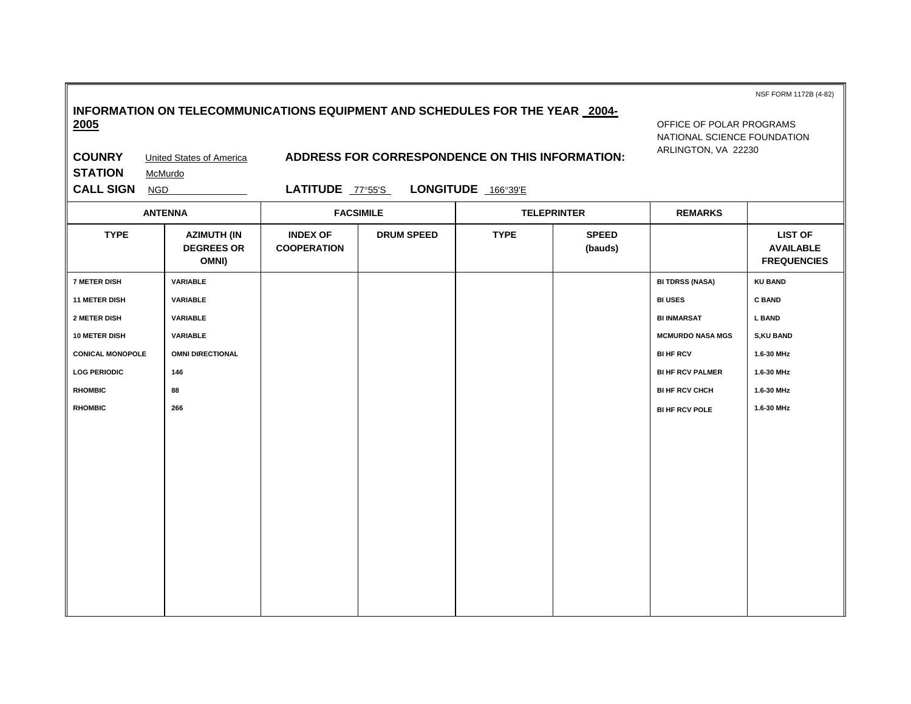NSF FORM 1172B (4-82)

**INFORMATION ON TELECOMMUNICATIONS EQUIPMENT AND SCHEDULES FOR THE YEAR 2004-2005**

OFFICE OF POLAR PROGRAMS
NATIONAL SCIENCE FOUNDATION
ARLINGTON, VA 22230

**COUNRY** United States of America

**ADDRESS FOR CORRESPONDENCE ON THIS INFORMATION:**

**STATION** McMurdo

**CALL SIGN** NGD

**LATITUDE** 77°55'S **LONGITUDE** 166°39'E

| ANTENNA | | FACSIMILE | | TELEPRINTER | | REMARKS | |
|---|---|---|---|---|---|---|---|
| TYPE | AZIMUTH (IN DEGREES OR OMNI) | INDEX OF COOPERATION | DRUM SPEED | TYPE | SPEED (bauds) | | LIST OF AVAILABLE FREQUENCIES |
| 7 METER DISH | VARIABLE | | | | | BI TDRSS (NASA) | KU BAND |
| 11 METER DISH | VARIABLE | | | | | BI USES | C BAND |
| 2 METER DISH | VARIABLE | | | | | BI INMARSAT | L BAND |
| 10 METER DISH | VARIABLE | | | | | MCMURDO NASA MGS | S,KU BAND |
| CONICAL MONOPOLE | OMNI DIRECTIONAL | | | | | BI HF RCV | 1.6-30 MHz |
| LOG PERIODIC | 146 | | | | | BI HF RCV PALMER | 1.6-30 MHz |
| RHOMBIC | 88 | | | | | BI HF RCV CHCH | 1.6-30 MHz |
| RHOMBIC | 266 | | | | | BI HF RCV POLE | 1.6-30 MHz |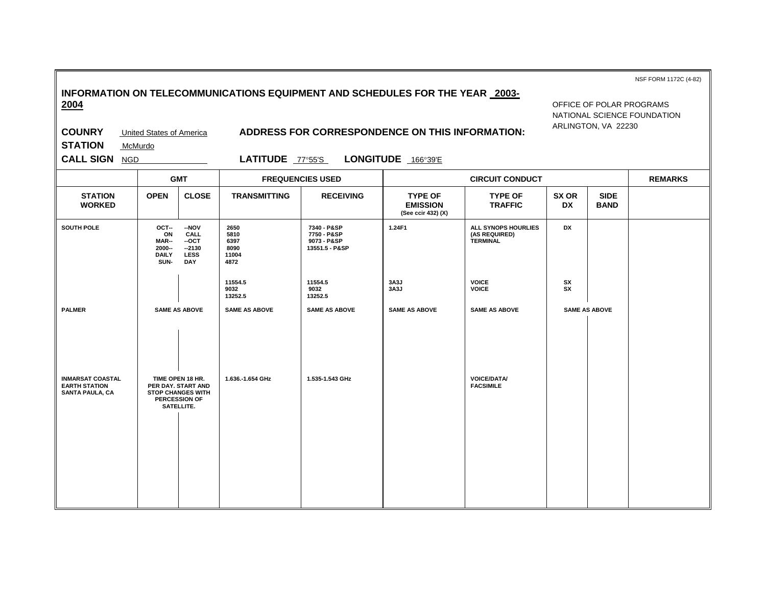NSF FORM 1172C (4-82)

**INFORMATION ON TELECOMMUNICATIONS EQUIPMENT AND SCHEDULES FOR THE YEAR 2003-2004**

OFFICE OF POLAR PROGRAMS
NATIONAL SCIENCE FOUNDATION
ARLINGTON, VA 22230

**COUNRY** United States of America **ADDRESS FOR CORRESPONDENCE ON THIS INFORMATION:**

**STATION** McMurdo

**CALL SIGN** NGD **LATITUDE** 77°55'S **LONGITUDE** 166°39'E

| | GMT | | FREQUENCIES USED | | CIRCUIT CONDUCT | | | | REMARKS |
|---|---|---|---|---|---|---|---|---|---|
| **STATION WORKED** | **OPEN** | **CLOSE** | **TRANSMITTING** | **RECEIVING** | **TYPE OF EMISSION** (See ccir 432) (X) | **TYPE OF TRAFFIC** | **SX OR DX** | **SIDE BAND** | |
| SOUTH POLE | OCT-- ON MAR-- 2000-- DAILY SUN- | --NOV CALL --OCT --2130 LESS DAY | 2650 5810 6397 8090 11004 4872 | 7340 - P&SP 7750 - P&SP 9073 - P&SP 13551.5 - P&SP | 1.24F1 | ALL SYNOPS HOURLIES (AS REQUIRED) TERMINAL | DX | | |
| | | | 11554.5 9032 13252.5 | 11554.5 9032 13252.5 | 3A3J 3A3J | VOICE VOICE | SX SX | | |
| PALMER | SAME AS ABOVE | | SAME AS ABOVE | SAME AS ABOVE | SAME AS ABOVE | SAME AS ABOVE | SAME AS ABOVE | | |
| INMARSAT COASTAL EARTH STATION SANTA PAULA, CA | TIME OPEN 18 HR. PER DAY. START AND STOP CHANGES WITH PERCESSION OF SATELLITE. | | 1.636.-1.654 GHz | 1.535-1.543 GHz | | VOICE/DATA/ FACSIMILE | | | |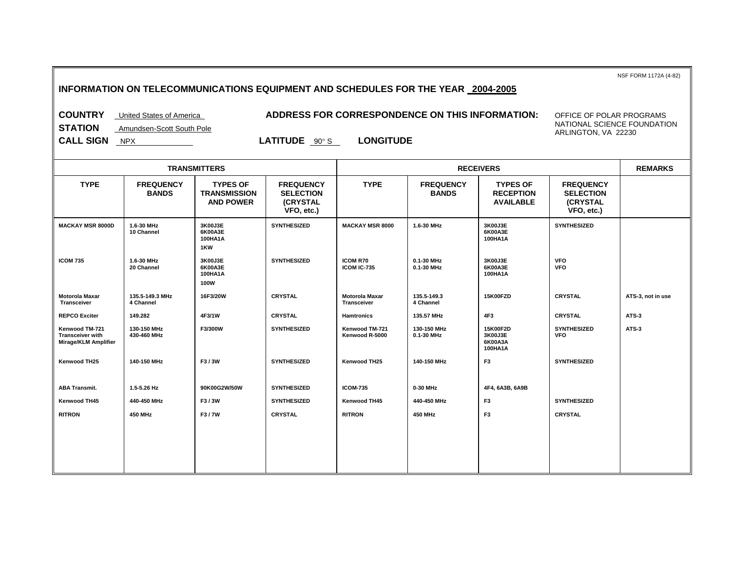NSF FORM 1172A (4-82)

## INFORMATION ON TELECOMMUNICATIONS EQUIPMENT AND SCHEDULES FOR THE YEAR 2004-2005

**COUNTRY** United States of America
**STATION** Amundsen-Scott South Pole
**CALL SIGN** NPX

**LATITUDE** 90° S **LONGITUDE**

**ADDRESS FOR CORRESPONDENCE ON THIS INFORMATION:** OFFICE OF POLAR PROGRAMS
NATIONAL SCIENCE FOUNDATION
ARLINGTON, VA 22230

| TRANSMITTERS | | | | RECEIVERS | | | | REMARKS |
|---|---|---|---|---|---|---|---|---|
| **TYPE** | **FREQUENCY BANDS** | **TYPES OF TRANSMISSION AND POWER** | **FREQUENCY SELECTION (CRYSTAL VFO, etc.)** | **TYPE** | **FREQUENCY BANDS** | **TYPES OF RECEPTION AVAILABLE** | **FREQUENCY SELECTION (CRYSTAL VFO, etc.)** | |
| MACKAY MSR 8000D | 1.6-30 MHz 10 Channel | 3K00J3E 6K00A3E 100HA1A 1KW | SYNTHESIZED | MACKAY MSR 8000 | 1.6-30 MHz | 3K00J3E 6K00A3E 100HA1A | SYNTHESIZED | |
| ICOM 735 | 1.6-30 MHz 20 Channel | 3K00J3E 6K00A3E 100HA1A 100W | SYNTHESIZED | ICOM R70 ICOM IC-735 | 0.1-30 MHz 0.1-30 MHz | 3K00J3E 6K00A3E 100HA1A | VFO VFO | |
| Motorola Maxar Transceiver | 135.5-149.3 MHz 4 Channel | 16F3/20W | CRYSTAL | Motorola Maxar Transceiver | 135.5-149.3 4 Channel | 15K00FZD | CRYSTAL | ATS-3, not in use |
| REPCO Exciter | 149.282 | 4F3/1W | CRYSTAL | Hamtronics | 135.57 MHz | 4F3 | CRYSTAL | ATS-3 |
| Kenwood TM-721 Transceiver with Mirage/KLM Amplifier | 130-150 MHz 430-460 MHz | F3/300W | SYNTHESIZED | Kenwood TM-721 Kenwood R-5000 | 130-150 MHz 0.1-30 MHz | 15K00F2D 3K00J3E 6K00A3A 100HA1A | SYNTHESIZED VFO | ATS-3 |
| Kenwood TH25 | 140-150 MHz | F3 / 3W | SYNTHESIZED | Kenwood TH25 | 140-150 MHz | F3 | SYNTHESIZED | |
| ABA Transmit. | 1.5-5.26 Hz | 90K00G2W/50W | SYNTHESIZED | ICOM-735 | 0-30 MHz | 4F4, 6A3B, 6A9B | | |
| Kenwood TH45 | 440-450 MHz | F3 / 3W | SYNTHESIZED | Kenwood TH45 | 440-450 MHz | F3 | SYNTHESIZED | |
| RITRON | 450 MHz | F3 / 7W | CRYSTAL | RITRON | 450 MHz | F3 | CRYSTAL | |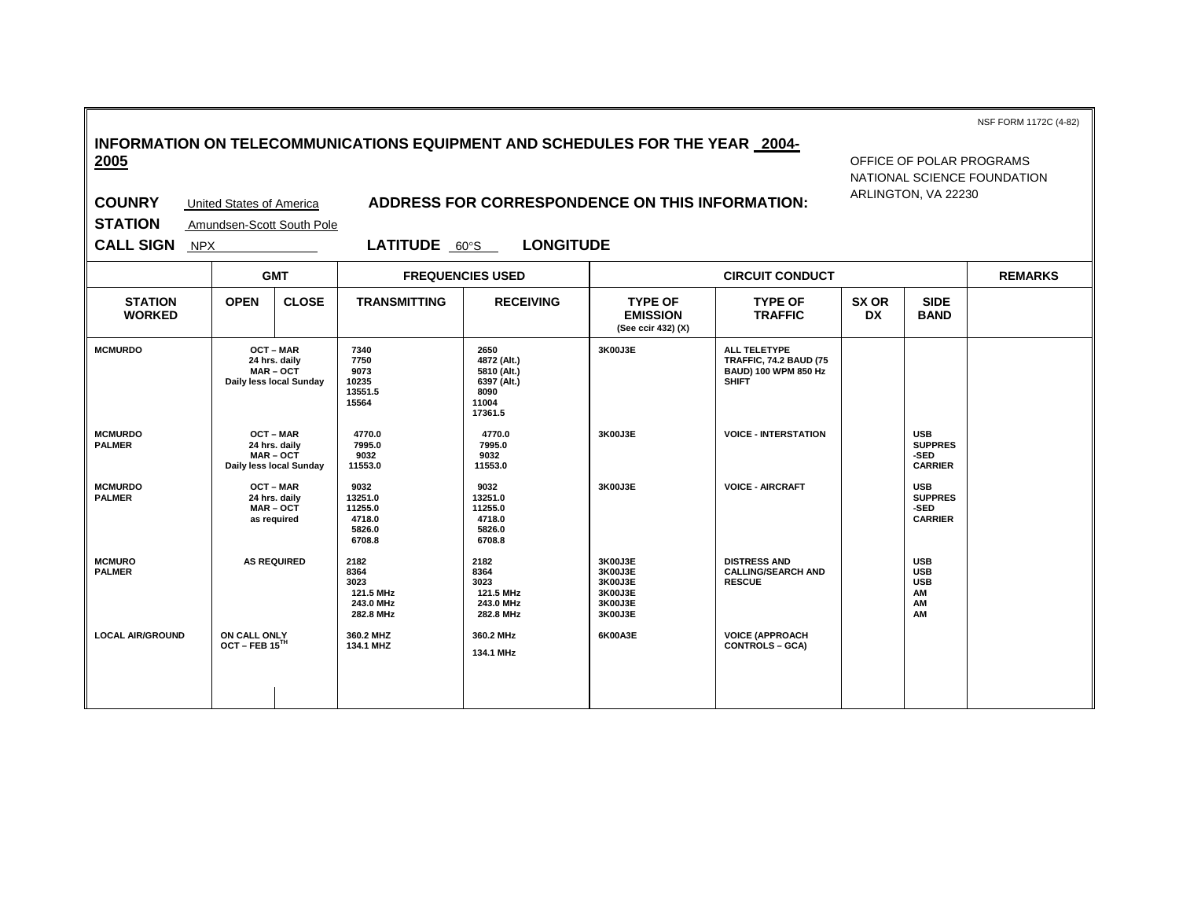NSF FORM 1172C (4-82)

## INFORMATION ON TELECOMMUNICATIONS EQUIPMENT AND SCHEDULES FOR THE YEAR 2004-2005

OFFICE OF POLAR PROGRAMS
NATIONAL SCIENCE FOUNDATION
ARLINGTON, VA 22230

**COUNRY** United States of America **ADDRESS FOR CORRESPONDENCE ON THIS INFORMATION:**

**STATION** Amundsen-Scott South Pole

**CALL SIGN** NPX **LATITUDE** 60°S **LONGITUDE**

| | GMT | | FREQUENCIES USED | | CIRCUIT CONDUCT | | | | REMARKS |
|---|---|---|---|---|---|---|---|---|---|
| **STATION WORKED** | **OPEN** | **CLOSE** | **TRANSMITTING** | **RECEIVING** | **TYPE OF EMISSION** (See ccir 432) (X) | **TYPE OF TRAFFIC** | **SX OR DX** | **SIDE BAND** | |
| MCMURDO | OCT – MAR 24 hrs. daily MAR – OCT Daily less local Sunday | | 7340 7750 9073 10235 13551.5 15564 | 2650 4872 (Alt.) 5810 (Alt.) 6397 (Alt.) 8090 11004 17361.5 | 3K00J3E | ALL TELETYPE TRAFFIC, 74.2 BAUD (75 BAUD) 100 WPM 850 Hz SHIFT | | | |
| MCMURDO PALMER | OCT – MAR 24 hrs. daily MAR – OCT Daily less local Sunday | | 4770.0 7995.0 9032 11553.0 | 4770.0 7995.0 9032 11553.0 | 3K00J3E | VOICE - INTERSTATION | | USB SUPPRES -SED CARRIER | |
| MCMURDO PALMER | OCT – MAR 24 hrs. daily MAR – OCT as required | | 9032 13251.0 11255.0 4718.0 5826.0 6708.8 | 9032 13251.0 11255.0 4718.0 5826.0 6708.8 | 3K00J3E | VOICE - AIRCRAFT | | USB SUPPRES -SED CARRIER | |
| MCMURO PALMER | AS REQUIRED | | 2182 8364 3023 121.5 MHz 243.0 MHz 282.8 MHz | 2182 8364 3023 121.5 MHz 243.0 MHz 282.8 MHz | 3K00J3E 3K00J3E 3K00J3E 3K00J3E 3K00J3E 3K00J3E | DISTRESS AND CALLING/SEARCH AND RESCUE | | USB USB USB AM AM AM | |
| LOCAL AIR/GROUND | ON CALL ONLY OCT – FEB 15TH | | 360.2 MHZ 134.1 MHZ | 360.2 MHz 134.1 MHz | 6K00A3E | VOICE (APPROACH CONTROLS – GCA) | | | |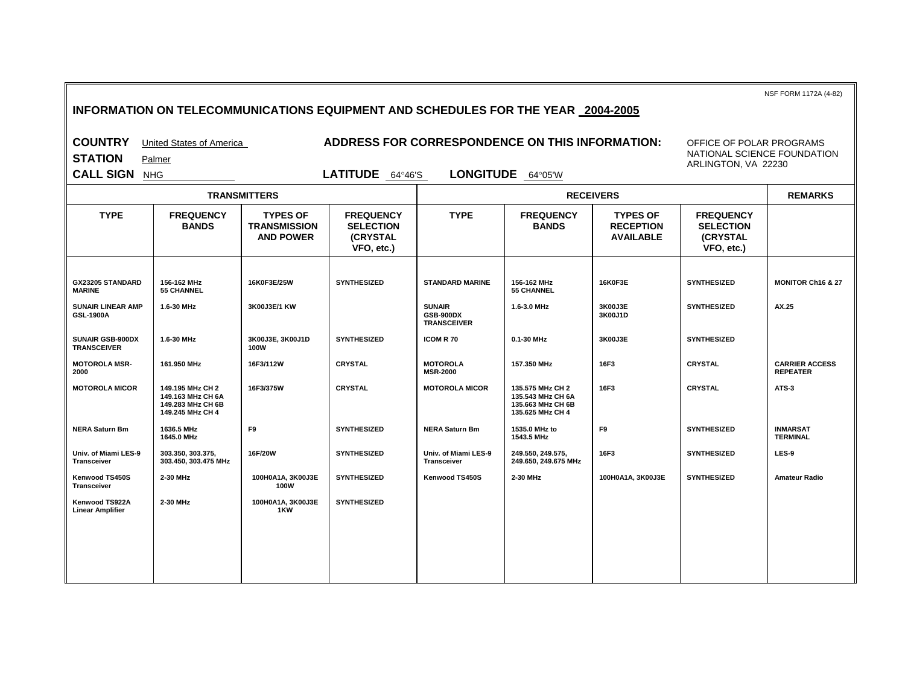NSF FORM 1172A (4-82)

## INFORMATION ON TELECOMMUNICATIONS EQUIPMENT AND SCHEDULES FOR THE YEAR 2004-2005

**COUNTRY** United States of America

**STATION** Palmer

**CALL SIGN** NHG

**ADDRESS FOR CORRESPONDENCE ON THIS INFORMATION:** OFFICE OF POLAR PROGRAMS, NATIONAL SCIENCE FOUNDATION, ARLINGTON, VA 22230

**LATITUDE** 64°46'S **LONGITUDE** 64°05'W

| TRANSMITTERS | | | | RECEIVERS | | | | REMARKS |
|---|---|---|---|---|---|---|---|---|
| **TYPE** | **FREQUENCY BANDS** | **TYPES OF TRANSMISSION AND POWER** | **FREQUENCY SELECTION (CRYSTAL VFO, etc.)** | **TYPE** | **FREQUENCY BANDS** | **TYPES OF RECEPTION AVAILABLE** | **FREQUENCY SELECTION (CRYSTAL VFO, etc.)** | |
| GX23205 STANDARD MARINE | 156-162 MHz 55 CHANNEL | 16K0F3E/25W | SYNTHESIZED | STANDARD MARINE | 156-162 MHz 55 CHANNEL | 16K0F3E | SYNTHESIZED | MONITOR Ch16 & 27 |
| SUNAIR LINEAR AMP GSL-1900A | 1.6-30 MHz | 3K00J3E/1 KW | | SUNAIR GSB-900DX TRANSCEIVER | 1.6-3.0 MHz | 3K00J3E 3K00J1D | SYNTHESIZED | AX.25 |
| SUNAIR GSB-900DX TRANSCEIVER | 1.6-30 MHz | 3K00J3E, 3K00J1D 100W | SYNTHESIZED | ICOM R 70 | 0.1-30 MHz | 3K00J3E | SYNTHESIZED | |
| MOTOROLA MSR-2000 | 161.950 MHz | 16F3/112W | CRYSTAL | MOTOROLA MSR-2000 | 157.350 MHz | 16F3 | CRYSTAL | CARRIER ACCESS REPEATER |
| MOTOROLA MICOR | 149.195 MHz CH 2 149.163 MHz CH 6A 149.283 MHz CH 6B 149.245 MHz CH 4 | 16F3/375W | CRYSTAL | MOTOROLA MICOR | 135.575 MHz CH 2 135.543 MHz CH 6A 135.663 MHz CH 6B 135.625 MHz CH 4 | 16F3 | CRYSTAL | ATS-3 |
| NERA Saturn Bm | 1636.5 MHz 1645.0 MHz | F9 | SYNTHESIZED | NERA Saturn Bm | 1535.0 MHz to 1543.5 MHz | F9 | SYNTHESIZED | INMARSAT TERMINAL |
| Univ. of Miami LES-9 Transceiver | 303.350, 303.375, 303.450, 303.475 MHz | 16F/20W | SYNTHESIZED | Univ. of Miami LES-9 Transceiver | 249.550, 249.575, 249.650, 249.675 MHz | 16F3 | SYNTHESIZED | LES-9 |
| Kenwood TS450S Transceiver | 2-30 MHz | 100H0A1A, 3K00J3E 100W | SYNTHESIZED | Kenwood TS450S | 2-30 MHz | 100H0A1A, 3K00J3E | SYNTHESIZED | Amateur Radio |
| Kenwood TS922A Linear Amplifier | 2-30 MHz | 100H0A1A, 3K00J3E 1KW | SYNTHESIZED | | | | | |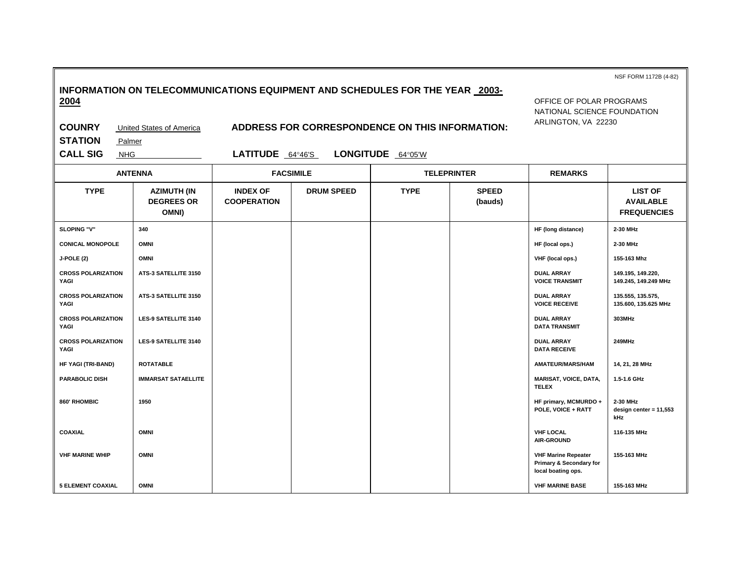NSF FORM 1172B (4-82)

## INFORMATION ON TELECOMMUNICATIONS EQUIPMENT AND SCHEDULES FOR THE YEAR 2003-2004

OFFICE OF POLAR PROGRAMS
NATIONAL SCIENCE FOUNDATION
ARLINGTON, VA 22230

**COUNRY** United States of America **ADDRESS FOR CORRESPONDENCE ON THIS INFORMATION:**

**STATION** Palmer

**CALL SIG** NHG **LATITUDE** 64°46'S **LONGITUDE** 64°05'W

| ANTENNA | | FACSIMILE | | TELEPRINTER | | REMARKS | |
|---|---|---|---|---|---|---|---|
| **TYPE** | **AZIMUTH (IN DEGREES OR OMNI)** | **INDEX OF COOPERATION** | **DRUM SPEED** | **TYPE** | **SPEED (bauds)** | | **LIST OF AVAILABLE FREQUENCIES** |
| SLOPING "V" | 340 | | | | | HF (long distance) | 2-30 MHz |
| CONICAL MONOPOLE | OMNI | | | | | HF (local ops.) | 2-30 MHz |
| J-POLE (2) | OMNI | | | | | VHF (local ops.) | 155-163 Mhz |
| CROSS POLARIZATION YAGI | ATS-3 SATELLITE 3150 | | | | | DUAL ARRAY VOICE TRANSMIT | 149.195, 149.220, 149.245, 149.249 MHz |
| CROSS POLARIZATION YAGI | ATS-3 SATELLITE 3150 | | | | | DUAL ARRAY VOICE RECEIVE | 135.555, 135.575, 135.600, 135.625 MHz |
| CROSS POLARIZATION YAGI | LES-9 SATELLITE 3140 | | | | | DUAL ARRAY DATA TRANSMIT | 303MHz |
| CROSS POLARIZATION YAGI | LES-9 SATELLITE 3140 | | | | | DUAL ARRAY DATA RECEIVE | 249MHz |
| HF YAGI (TRI-BAND) | ROTATABLE | | | | | AMATEUR/MARS/HAM | 14, 21, 28 MHz |
| PARABOLIC DISH | IMMARSAT SATAELLITE | | | | | MARISAT, VOICE, DATA, TELEX | 1.5-1.6 GHz |
| 860' RHOMBIC | 1950 | | | | | HF primary, MCMURDO + POLE, VOICE + RATT | 2-30 MHz design center = 11,553 kHz |
| COAXIAL | OMNI | | | | | VHF LOCAL AIR-GROUND | 116-135 MHz |
| VHF MARINE WHIP | OMNI | | | | | VHF Marine Repeater Primary & Secondary for local boating ops. | 155-163 MHz |
| 5 ELEMENT COAXIAL | OMNI | | | | | VHF MARINE BASE | 155-163 MHz |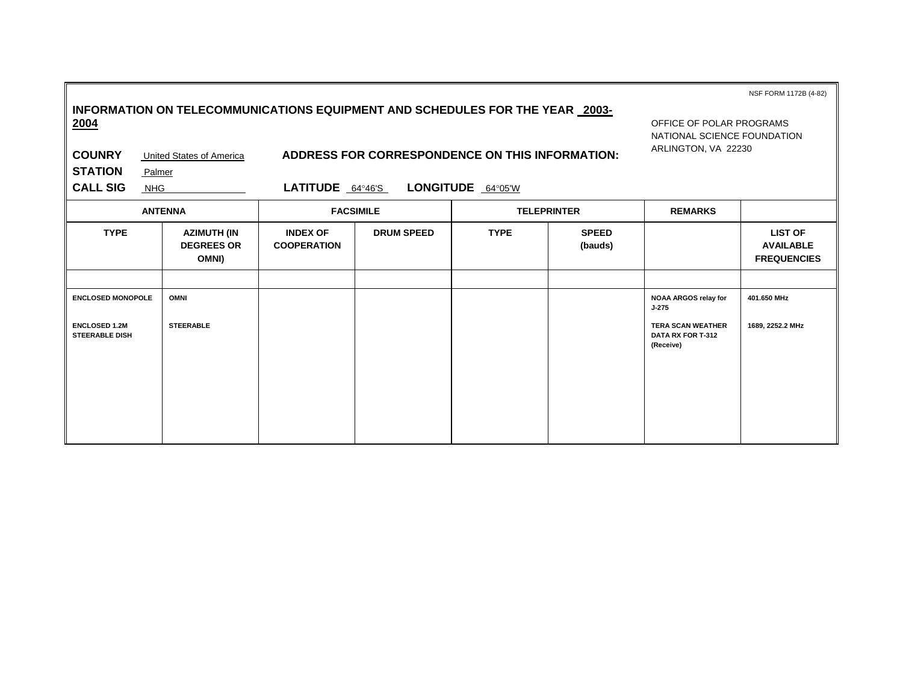NSF FORM 1172B (4-82)

**INFORMATION ON TELECOMMUNICATIONS EQUIPMENT AND SCHEDULES FOR THE YEAR 2003-2004**

OFFICE OF POLAR PROGRAMS
NATIONAL SCIENCE FOUNDATION
ARLINGTON, VA 22230

**COUNRY** United States of America **ADDRESS FOR CORRESPONDENCE ON THIS INFORMATION:**

**STATION** Palmer

**CALL SIG** NHG **LATITUDE** 64°46'S **LONGITUDE** 64°05'W

| ANTENNA | | FACSIMILE | | TELEPRINTER | | REMARKS | |
|---|---|---|---|---|---|---|---|
| TYPE | AZIMUTH (IN DEGREES OR OMNI) | INDEX OF COOPERATION | DRUM SPEED | TYPE | SPEED (bauds) | | LIST OF AVAILABLE FREQUENCIES |
| | | | | | | | |
| ENCLOSED MONOPOLE | OMNI | | | | | NOAA ARGOS relay for J-275 | 401.650 MHz |
| ENCLOSED 1.2M STEERABLE DISH | STEERABLE | | | | | TERA SCAN WEATHER DATA RX FOR T-312 (Receive) | 1689, 2252.2 MHz |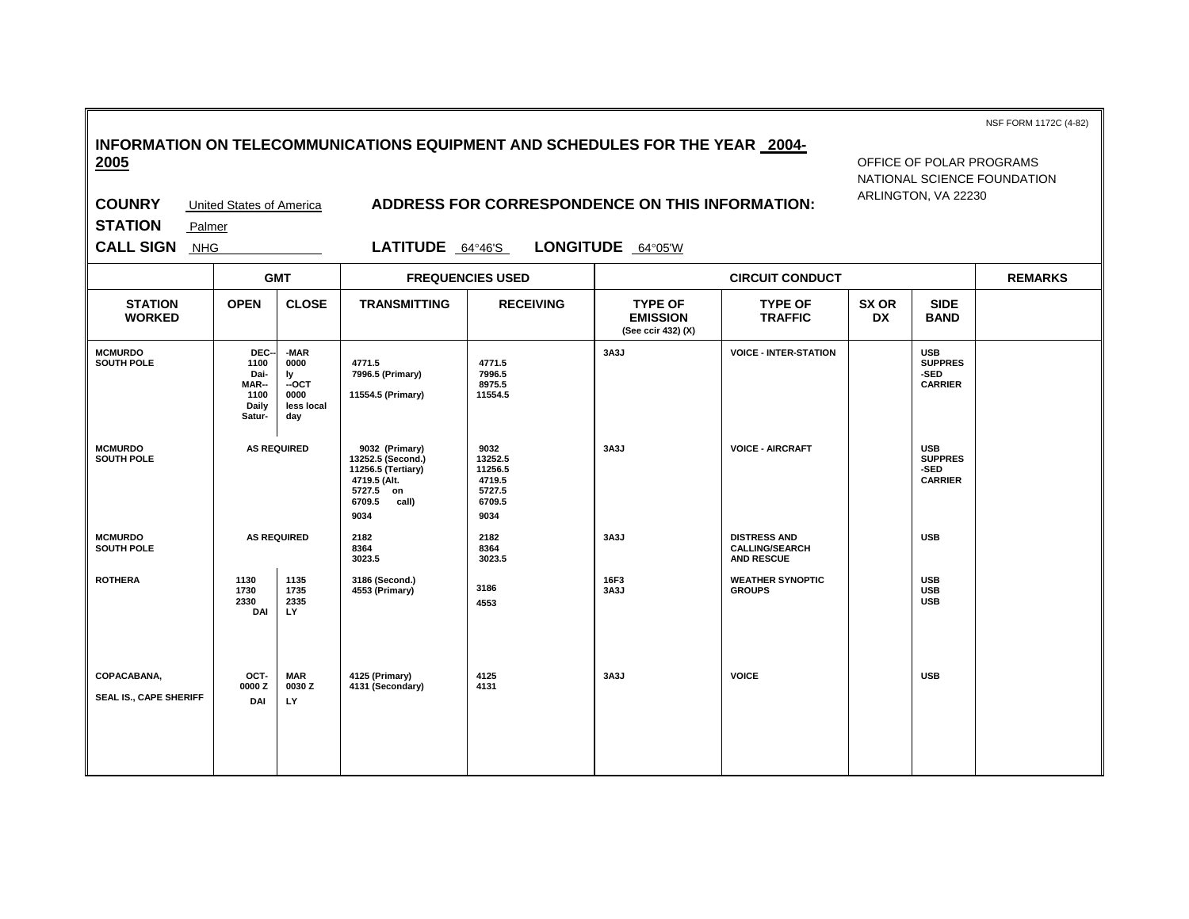NSF FORM 1172C (4-82)

## INFORMATION ON TELECOMMUNICATIONS EQUIPMENT AND SCHEDULES FOR THE YEAR 2004-2005

OFFICE OF POLAR PROGRAMS
NATIONAL SCIENCE FOUNDATION
ARLINGTON, VA 22230

**COUNRY** United States of America **ADDRESS FOR CORRESPONDENCE ON THIS INFORMATION:**

**STATION** Palmer

**CALL SIGN** NHG **LATITUDE** 64°46'S **LONGITUDE** 64°05'W

| | GMT | | FREQUENCIES USED | | CIRCUIT CONDUCT | | | | REMARKS |
|---|---|---|---|---|---|---|---|---|---|
| **STATION WORKED** | **OPEN** | **CLOSE** | **TRANSMITTING** | **RECEIVING** | **TYPE OF EMISSION (See ccir 432) (X)** | **TYPE OF TRAFFIC** | **SX OR DX** | **SIDE BAND** | |
| MCMURDO SOUTH POLE | DEC-- 1100 Dai- MAR-- 1100 Daily Satur- | -MAR 0000 ly --OCT 0000 less local day | 4771.5 7996.5 (Primary) 11554.5 (Primary) | 4771.5 7996.5 8975.5 11554.5 | 3A3J | VOICE - INTER-STATION | | USB SUPPRES -SED CARRIER | |
| MCMURDO SOUTH POLE | AS REQUIRED | | 9032 (Primary) 13252.5 (Second.) 11256.5 (Tertiary) 4719.5 (Alt. 5727.5 on 6709.5 call) 9034 | 9032 13252.5 11256.5 4719.5 5727.5 6709.5 9034 | 3A3J | VOICE - AIRCRAFT | | USB SUPPRES -SED CARRIER | |
| MCMURDO SOUTH POLE | AS REQUIRED | | 2182 8364 3023.5 | 2182 8364 3023.5 | 3A3J | DISTRESS AND CALLING/SEARCH AND RESCUE | | USB | |
| ROTHERA | 1130 1730 2330 DAI | 1135 1735 2335 LY | 3186 (Second.) 4553 (Primary) | 3186 4553 | 16F3 3A3J | WEATHER SYNOPTIC GROUPS | | USB USB USB | |
| COPACABANA, SEAL IS., CAPE SHERIFF | OCT- 0000 Z DAI | MAR 0030 Z LY | 4125 (Primary) 4131 (Secondary) | 4125 4131 | 3A3J | VOICE | | USB | |